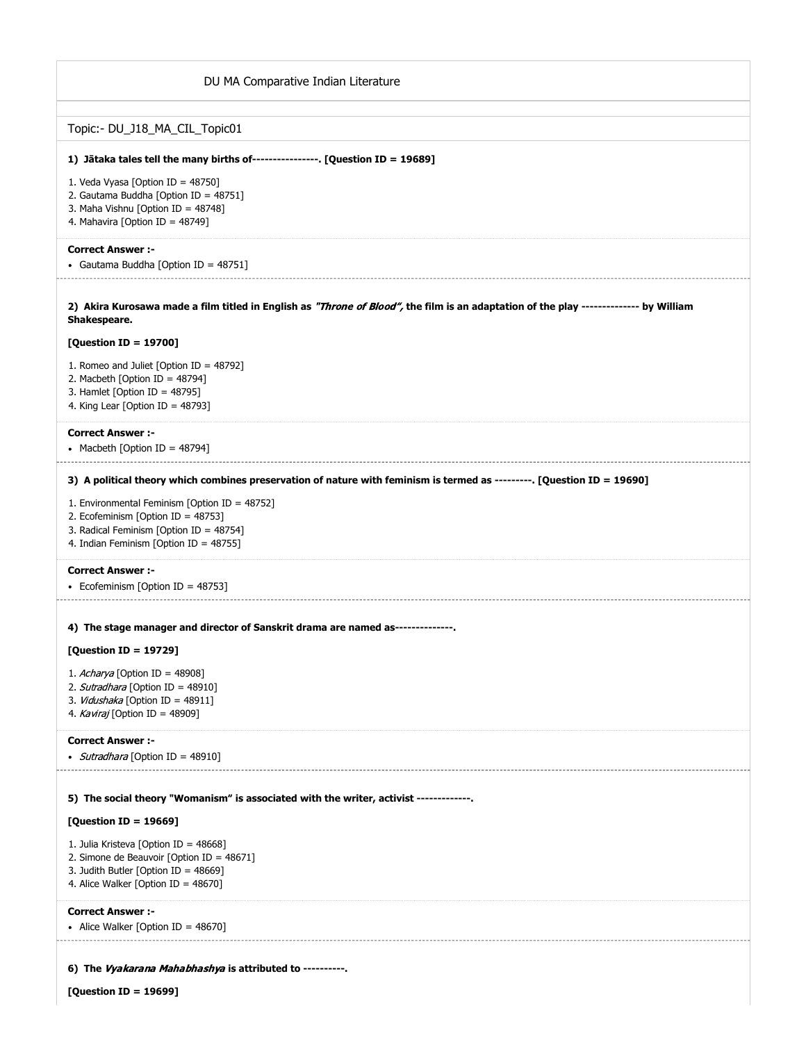DU MA Comparative Indian Literature

Topic:- DU_J18_MA_CIL_Topic01

**1) Jātaka tales tell the many births of----------------. [Question ID = 19689]**

1. Veda Vyasa [Option ID = 48750]
2. Gautama Buddha [Option ID = 48751]
3. Maha Vishnu [Option ID = 48748]
4. Mahavira [Option ID = 48749]

**Correct Answer :-**

- Gautama Buddha [Option ID = 48751]

**2) Akira Kurosawa made a film titled in English as *"Throne of Blood",* the film is an adaptation of the play -------------- by William Shakespeare.**

**[Question ID = 19700]**

1. Romeo and Juliet [Option ID = 48792]
2. Macbeth [Option ID = 48794]
3. Hamlet [Option ID = 48795]
4. King Lear [Option ID = 48793]

**Correct Answer :-**

- Macbeth [Option ID = 48794]

**3) A political theory which combines preservation of nature with feminism is termed as ---------. [Question ID = 19690]**

1. Environmental Feminism [Option ID = 48752]
2. Ecofeminism [Option ID = 48753]
3. Radical Feminism [Option ID = 48754]
4. Indian Feminism [Option ID = 48755]

**Correct Answer :-**

- Ecofeminism [Option ID = 48753]

**4) The stage manager and director of Sanskrit drama are named as--------------.**

**[Question ID = 19729]**

1. *Acharya* [Option ID = 48908]
2. *Sutradhara* [Option ID = 48910]
3. *Vidushaka* [Option ID = 48911]
4. *Kaviraj* [Option ID = 48909]

**Correct Answer :-**

- *Sutradhara* [Option ID = 48910]

**5) The social theory "Womanism" is associated with the writer, activist -------------.**

**[Question ID = 19669]**

1. Julia Kristeva [Option ID = 48668]
2. Simone de Beauvoir [Option ID = 48671]
3. Judith Butler [Option ID = 48669]
4. Alice Walker [Option ID = 48670]

**Correct Answer :-**

- Alice Walker [Option ID = 48670]

**6) The *Vyakarana Mahabhashya* is attributed to ----------.**

**[Question ID = 19699]**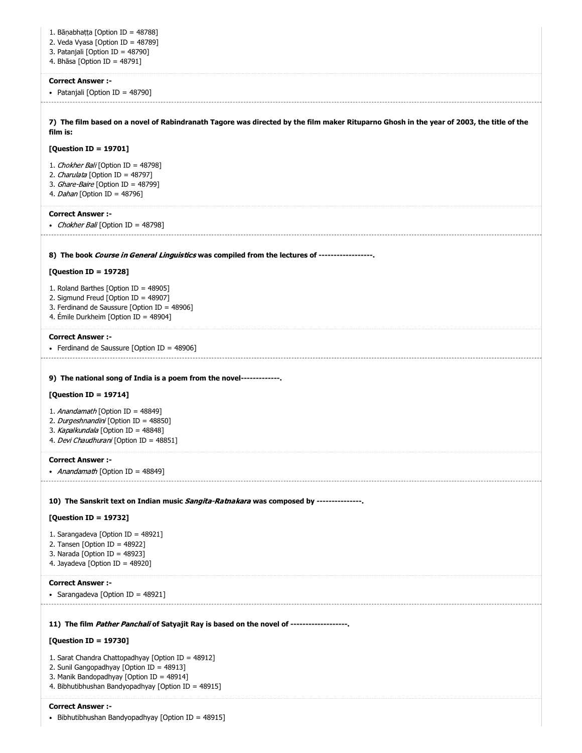1. Bāṇabhaṭṭa [Option ID = 48788]
2. Veda Vyasa [Option ID = 48789]
3. Patanjali [Option ID = 48790]
4. Bhāsa [Option ID = 48791]

**Correct Answer :-**

- Patanjali [Option ID = 48790]

**7) The film based on a novel of Rabindranath Tagore was directed by the film maker Rituparno Ghosh in the year of 2003, the title of the film is:**

**[Question ID = 19701]**

1. *Chokher Bali* [Option ID = 48798]
2. *Charulata* [Option ID = 48797]
3. *Ghare-Baire* [Option ID = 48799]
4. *Dahan* [Option ID = 48796]

**Correct Answer :-**

- *Chokher Bali* [Option ID = 48798]

**8) The book *Course in General Linguistics* was compiled from the lectures of ------------------.**

**[Question ID = 19728]**

1. Roland Barthes [Option ID = 48905]
2. Sigmund Freud [Option ID = 48907]
3. Ferdinand de Saussure [Option ID = 48906]
4. Émile Durkheim [Option ID = 48904]

**Correct Answer :-**

- Ferdinand de Saussure [Option ID = 48906]

**9) The national song of India is a poem from the novel-------------.**

**[Question ID = 19714]**

1. *Anandamath* [Option ID = 48849]
2. *Durgeshnandini* [Option ID = 48850]
3. *Kapalkundala* [Option ID = 48848]
4. *Devi Chaudhurani* [Option ID = 48851]

**Correct Answer :-**

- *Anandamath* [Option ID = 48849]

**10) The Sanskrit text on Indian music *Sangita-Ratnakara* was composed by ---------------.**

**[Question ID = 19732]**

1. Sarangadeva [Option ID = 48921]
2. Tansen [Option ID = 48922]
3. Narada [Option ID = 48923]
4. Jayadeva [Option ID = 48920]

**Correct Answer :-**

- Sarangadeva [Option ID = 48921]

**11) The film *Pather Panchali* of Satyajit Ray is based on the novel of -------------------.**

**[Question ID = 19730]**

1. Sarat Chandra Chattopadhyay [Option ID = 48912]
2. Sunil Gangopadhyay [Option ID = 48913]
3. Manik Bandopadhyay [Option ID = 48914]
4. Bibhutibhushan Bandyopadhyay [Option ID = 48915]

**Correct Answer :-**

- Bibhutibhushan Bandyopadhyay [Option ID = 48915]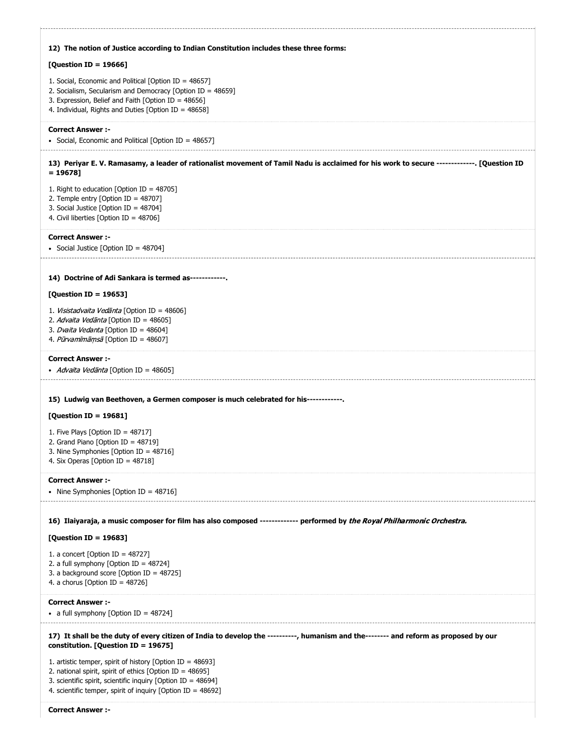**12) The notion of Justice according to Indian Constitution includes these three forms:**

**[Question ID = 19666]**

1. Social, Economic and Political [Option ID = 48657]
2. Socialism, Secularism and Democracy [Option ID = 48659]
3. Expression, Belief and Faith [Option ID = 48656]
4. Individual, Rights and Duties [Option ID = 48658]

**Correct Answer :-**

- Social, Economic and Political [Option ID = 48657]

**13) Periyar E. V. Ramasamy, a leader of rationalist movement of Tamil Nadu is acclaimed for his work to secure -------------. [Question ID = 19678]**

1. Right to education [Option ID = 48705]
2. Temple entry [Option ID = 48707]
3. Social Justice [Option ID = 48704]
4. Civil liberties [Option ID = 48706]

**Correct Answer :-**

- Social Justice [Option ID = 48704]

**14) Doctrine of Adi Sankara is termed as------------.**

**[Question ID = 19653]**

1. *Visistadvaita Vedānta* [Option ID = 48606]
2. *Advaita Vedānta* [Option ID = 48605]
3. *Dvaita Vedanta* [Option ID = 48604]
4. *Pūrvamīmāṃsā* [Option ID = 48607]

**Correct Answer :-**

- *Advaita Vedānta* [Option ID = 48605]

**15) Ludwig van Beethoven, a Germen composer is much celebrated for his------------.**

**[Question ID = 19681]**

1. Five Plays [Option ID = 48717]
2. Grand Piano [Option ID = 48719]
3. Nine Symphonies [Option ID = 48716]
4. Six Operas [Option ID = 48718]

**Correct Answer :-**

- Nine Symphonies [Option ID = 48716]

**16) Ilaiyaraja, a music composer for film has also composed ------------- performed by *the Royal Philharmonic Orchestra.***

**[Question ID = 19683]**

1. a concert [Option ID = 48727]
2. a full symphony [Option ID = 48724]
3. a background score [Option ID = 48725]
4. a chorus [Option ID = 48726]

**Correct Answer :-**

- a full symphony [Option ID = 48724]

**17) It shall be the duty of every citizen of India to develop the ----------, humanism and the-------- and reform as proposed by our constitution. [Question ID = 19675]**

1. artistic temper, spirit of history [Option ID = 48693]
2. national spirit, spirit of ethics [Option ID = 48695]
3. scientific spirit, scientific inquiry [Option ID = 48694]
4. scientific temper, spirit of inquiry [Option ID = 48692]

**Correct Answer :-**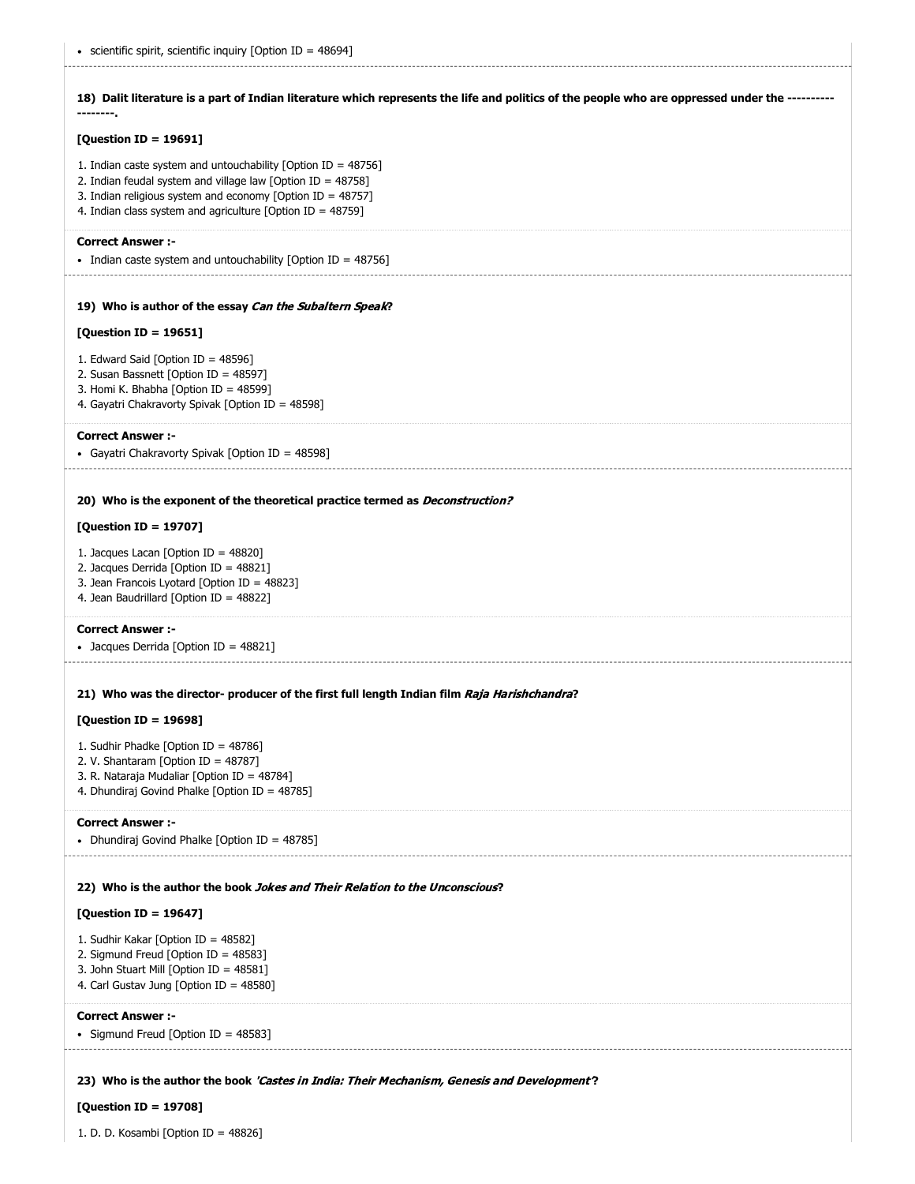- scientific spirit, scientific inquiry [Option ID = 48694]

**18) Dalit literature is a part of Indian literature which represents the life and politics of the people who are oppressed under the ------------------.**

**[Question ID = 19691]**

1. Indian caste system and untouchability [Option ID = 48756]
2. Indian feudal system and village law [Option ID = 48758]
3. Indian religious system and economy [Option ID = 48757]
4. Indian class system and agriculture [Option ID = 48759]

**Correct Answer :-**

- Indian caste system and untouchability [Option ID = 48756]

**19) Who is author of the essay *Can the Subaltern Speak*?**

**[Question ID = 19651]**

1. Edward Said [Option ID = 48596]
2. Susan Bassnett [Option ID = 48597]
3. Homi K. Bhabha [Option ID = 48599]
4. Gayatri Chakravorty Spivak [Option ID = 48598]

**Correct Answer :-**

- Gayatri Chakravorty Spivak [Option ID = 48598]

**20) Who is the exponent of the theoretical practice termed as *Deconstruction?***

**[Question ID = 19707]**

1. Jacques Lacan [Option ID = 48820]
2. Jacques Derrida [Option ID = 48821]
3. Jean Francois Lyotard [Option ID = 48823]
4. Jean Baudrillard [Option ID = 48822]

**Correct Answer :-**

- Jacques Derrida [Option ID = 48821]

**21) Who was the director- producer of the first full length Indian film *Raja Harishchandra*?**

**[Question ID = 19698]**

1. Sudhir Phadke [Option ID = 48786]
2. V. Shantaram [Option ID = 48787]
3. R. Nataraja Mudaliar [Option ID = 48784]
4. Dhundiraj Govind Phalke [Option ID = 48785]

**Correct Answer :-**

- Dhundiraj Govind Phalke [Option ID = 48785]

**22) Who is the author the book *Jokes and Their Relation to the Unconscious*?**

**[Question ID = 19647]**

1. Sudhir Kakar [Option ID = 48582]
2. Sigmund Freud [Option ID = 48583]
3. John Stuart Mill [Option ID = 48581]
4. Carl Gustav Jung [Option ID = 48580]

**Correct Answer :-**

- Sigmund Freud [Option ID = 48583]

**23) Who is the author the book *'Castes in India: Their Mechanism, Genesis and Development'*?**

**[Question ID = 19708]**

1. D. D. Kosambi [Option ID = 48826]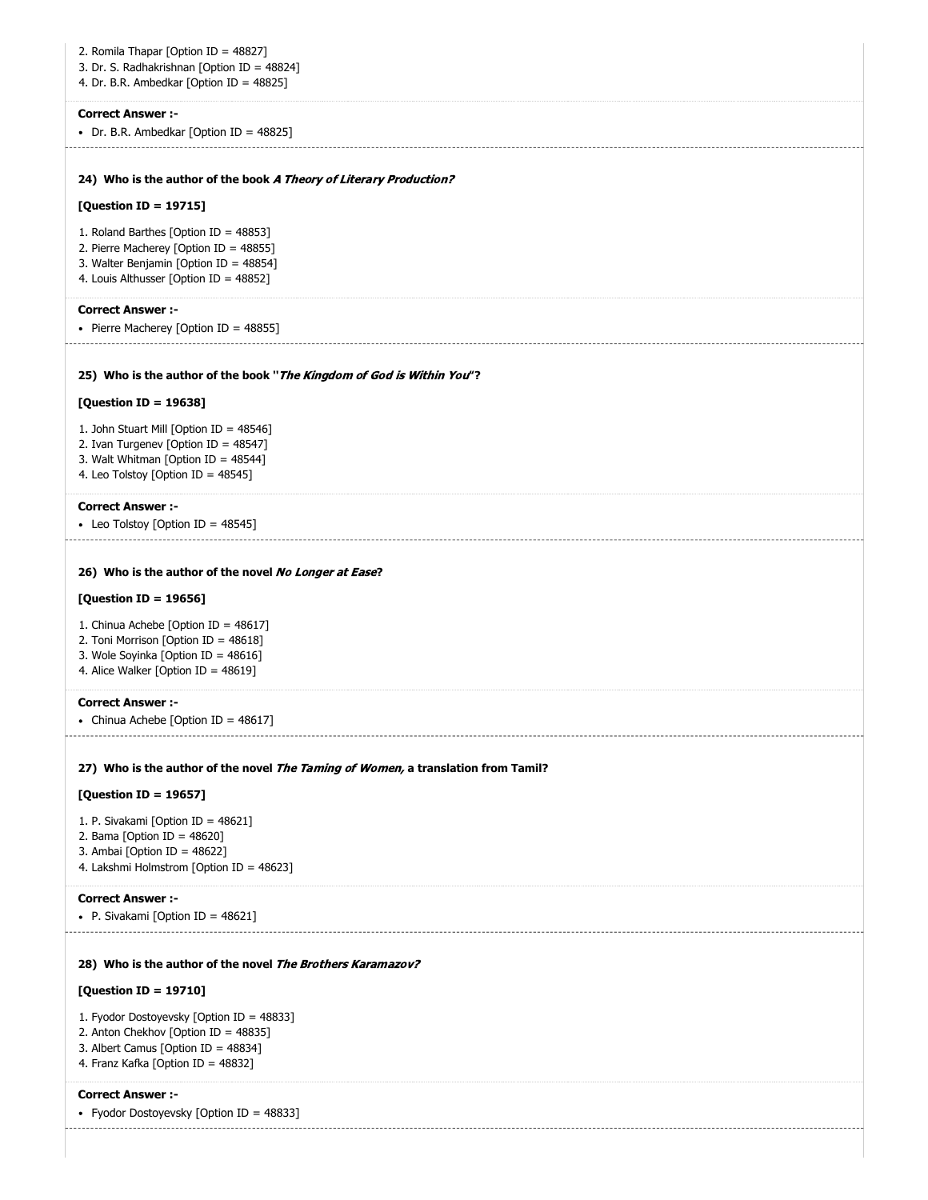2. Romila Thapar [Option ID = 48827]
3. Dr. S. Radhakrishnan [Option ID = 48824]
4. Dr. B.R. Ambedkar [Option ID = 48825]

**Correct Answer :-**

- Dr. B.R. Ambedkar [Option ID = 48825]

---

**24) Who is the author of the book *A Theory of Literary Production?***

**[Question ID = 19715]**

1. Roland Barthes [Option ID = 48853]
2. Pierre Macherey [Option ID = 48855]
3. Walter Benjamin [Option ID = 48854]
4. Louis Althusser [Option ID = 48852]

**Correct Answer :-**

- Pierre Macherey [Option ID = 48855]

---

**25) Who is the author of the book "*The Kingdom of God is Within You*"?**

**[Question ID = 19638]**

1. John Stuart Mill [Option ID = 48546]
2. Ivan Turgenev [Option ID = 48547]
3. Walt Whitman [Option ID = 48544]
4. Leo Tolstoy [Option ID = 48545]

**Correct Answer :-**

- Leo Tolstoy [Option ID = 48545]

---

**26) Who is the author of the novel *No Longer at Ease*?**

**[Question ID = 19656]**

1. Chinua Achebe [Option ID = 48617]
2. Toni Morrison [Option ID = 48618]
3. Wole Soyinka [Option ID = 48616]
4. Alice Walker [Option ID = 48619]

**Correct Answer :-**

- Chinua Achebe [Option ID = 48617]

---

**27) Who is the author of the novel *The Taming of Women,* a translation from Tamil?**

**[Question ID = 19657]**

1. P. Sivakami [Option ID = 48621]
2. Bama [Option ID = 48620]
3. Ambai [Option ID = 48622]
4. Lakshmi Holmstrom [Option ID = 48623]

**Correct Answer :-**

- P. Sivakami [Option ID = 48621]

---

**28) Who is the author of the novel *The Brothers Karamazov?***

**[Question ID = 19710]**

1. Fyodor Dostoyevsky [Option ID = 48833]
2. Anton Chekhov [Option ID = 48835]
3. Albert Camus [Option ID = 48834]
4. Franz Kafka [Option ID = 48832]

**Correct Answer :-**

- Fyodor Dostoyevsky [Option ID = 48833]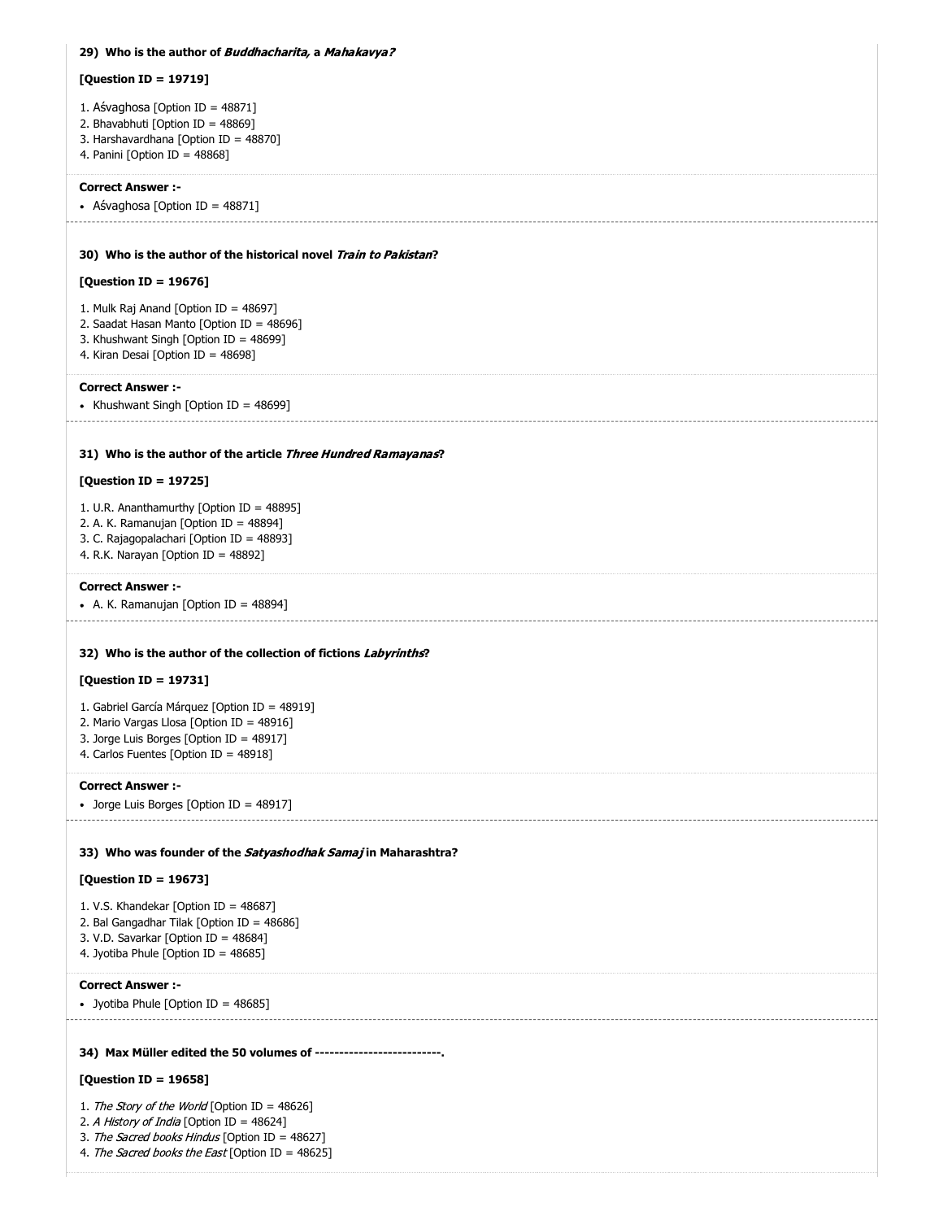**29) Who is the author of *Buddhacharita,* a *Mahakavya?***

**[Question ID = 19719]**

1. Aśvaghosa [Option ID = 48871]
2. Bhavabhuti [Option ID = 48869]
3. Harshavardhana [Option ID = 48870]
4. Panini [Option ID = 48868]

**Correct Answer :-**

- Aśvaghosa [Option ID = 48871]

**30) Who is the author of the historical novel *Train to Pakistan*?**

**[Question ID = 19676]**

1. Mulk Raj Anand [Option ID = 48697]
2. Saadat Hasan Manto [Option ID = 48696]
3. Khushwant Singh [Option ID = 48699]
4. Kiran Desai [Option ID = 48698]

**Correct Answer :-**

- Khushwant Singh [Option ID = 48699]

**31) Who is the author of the article *Three Hundred Ramayanas*?**

**[Question ID = 19725]**

1. U.R. Ananthamurthy [Option ID = 48895]
2. A. K. Ramanujan [Option ID = 48894]
3. C. Rajagopalachari [Option ID = 48893]
4. R.K. Narayan [Option ID = 48892]

**Correct Answer :-**

- A. K. Ramanujan [Option ID = 48894]

**32) Who is the author of the collection of fictions *Labyrinths*?**

**[Question ID = 19731]**

1. Gabriel García Márquez [Option ID = 48919]
2. Mario Vargas Llosa [Option ID = 48916]
3. Jorge Luis Borges [Option ID = 48917]
4. Carlos Fuentes [Option ID = 48918]

**Correct Answer :-**

- Jorge Luis Borges [Option ID = 48917]

**33) Who was founder of the *Satyashodhak Samaj* in Maharashtra?**

**[Question ID = 19673]**

1. V.S. Khandekar [Option ID = 48687]
2. Bal Gangadhar Tilak [Option ID = 48686]
3. V.D. Savarkar [Option ID = 48684]
4. Jyotiba Phule [Option ID = 48685]

**Correct Answer :-**

- Jyotiba Phule [Option ID = 48685]

**34) Max Müller edited the 50 volumes of --------------------------.**

**[Question ID = 19658]**

1. *The Story of the World* [Option ID = 48626]
2. *A History of India* [Option ID = 48624]
3. *The Sacred books Hindus* [Option ID = 48627]
4. *The Sacred books the East* [Option ID = 48625]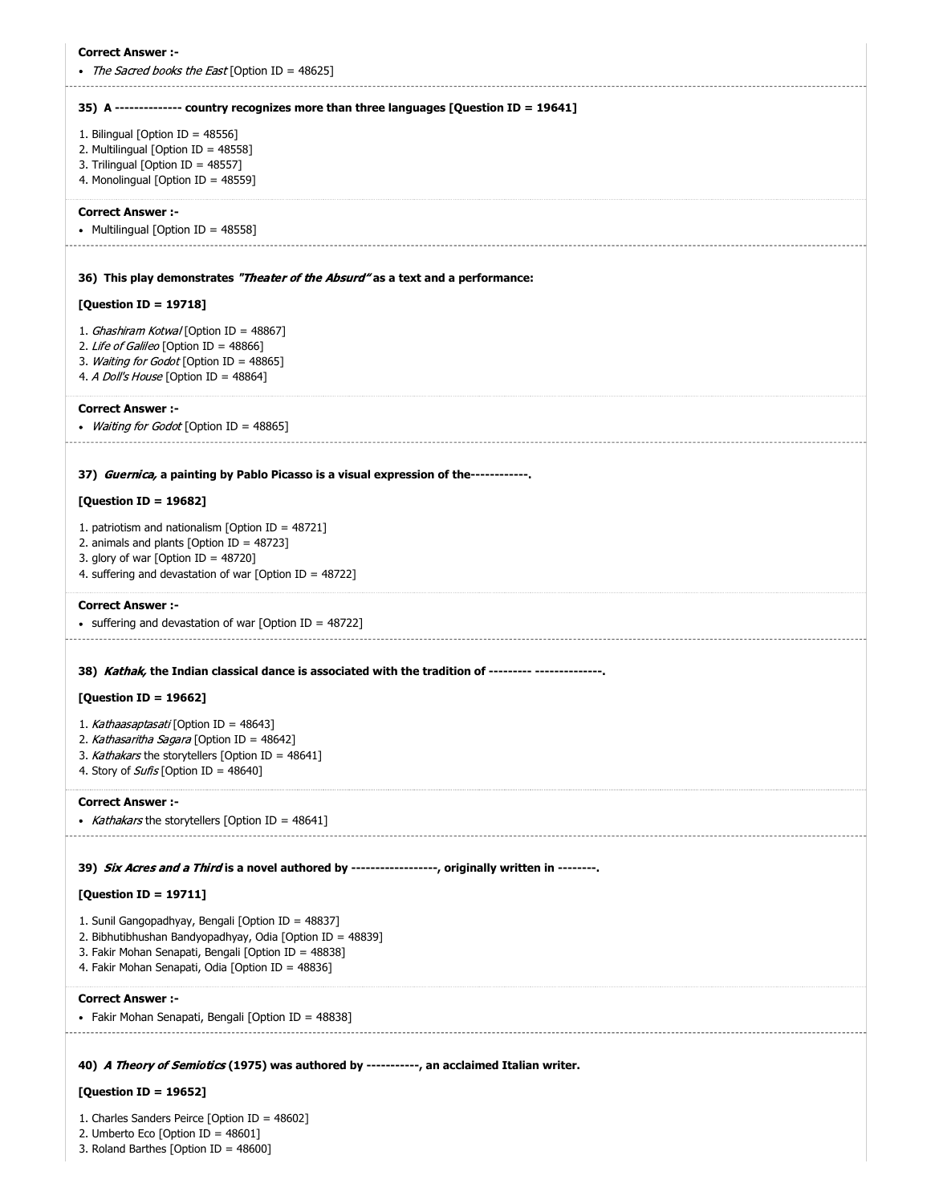**Correct Answer :-**

- *The Sacred books the East* [Option ID = 48625]

**35) A ------------- country recognizes more than three languages [Question ID = 19641]**

1. Bilingual [Option ID = 48556]
2. Multilingual [Option ID = 48558]
3. Trilingual [Option ID = 48557]
4. Monolingual [Option ID = 48559]

**Correct Answer :-**

- Multilingual [Option ID = 48558]

**36) This play demonstrates *"Theater of the Absurd"* as a text and a performance:**

**[Question ID = 19718]**

1. *Ghashiram Kotwal* [Option ID = 48867]
2. *Life of Galileo* [Option ID = 48866]
3. *Waiting for Godot* [Option ID = 48865]
4. *A Doll's House* [Option ID = 48864]

**Correct Answer :-**

- *Waiting for Godot* [Option ID = 48865]

**37) *Guernica,* a painting by Pablo Picasso is a visual expression of the------------.**

**[Question ID = 19682]**

1. patriotism and nationalism [Option ID = 48721]
2. animals and plants [Option ID = 48723]
3. glory of war [Option ID = 48720]
4. suffering and devastation of war [Option ID = 48722]

**Correct Answer :-**

- suffering and devastation of war [Option ID = 48722]

**38) *Kathak,* the Indian classical dance is associated with the tradition of --------- -------------.**

**[Question ID = 19662]**

1. *Kathaasaptasati* [Option ID = 48643]
2. *Kathasaritha Sagara* [Option ID = 48642]
3. *Kathakars* the storytellers [Option ID = 48641]
4. Story of *Sufis* [Option ID = 48640]

**Correct Answer :-**

- *Kathakars* the storytellers [Option ID = 48641]

**39) *Six Acres and a Third* is a novel authored by -----------------, originally written in --------.**

**[Question ID = 19711]**

1. Sunil Gangopadhyay, Bengali [Option ID = 48837]
2. Bibhutibhushan Bandyopadhyay, Odia [Option ID = 48839]
3. Fakir Mohan Senapati, Bengali [Option ID = 48838]
4. Fakir Mohan Senapati, Odia [Option ID = 48836]

**Correct Answer :-**

- Fakir Mohan Senapati, Bengali [Option ID = 48838]

**40) *A Theory of Semiotics* (1975) was authored by -----------, an acclaimed Italian writer.**

**[Question ID = 19652]**

1. Charles Sanders Peirce [Option ID = 48602]
2. Umberto Eco [Option ID = 48601]
3. Roland Barthes [Option ID = 48600]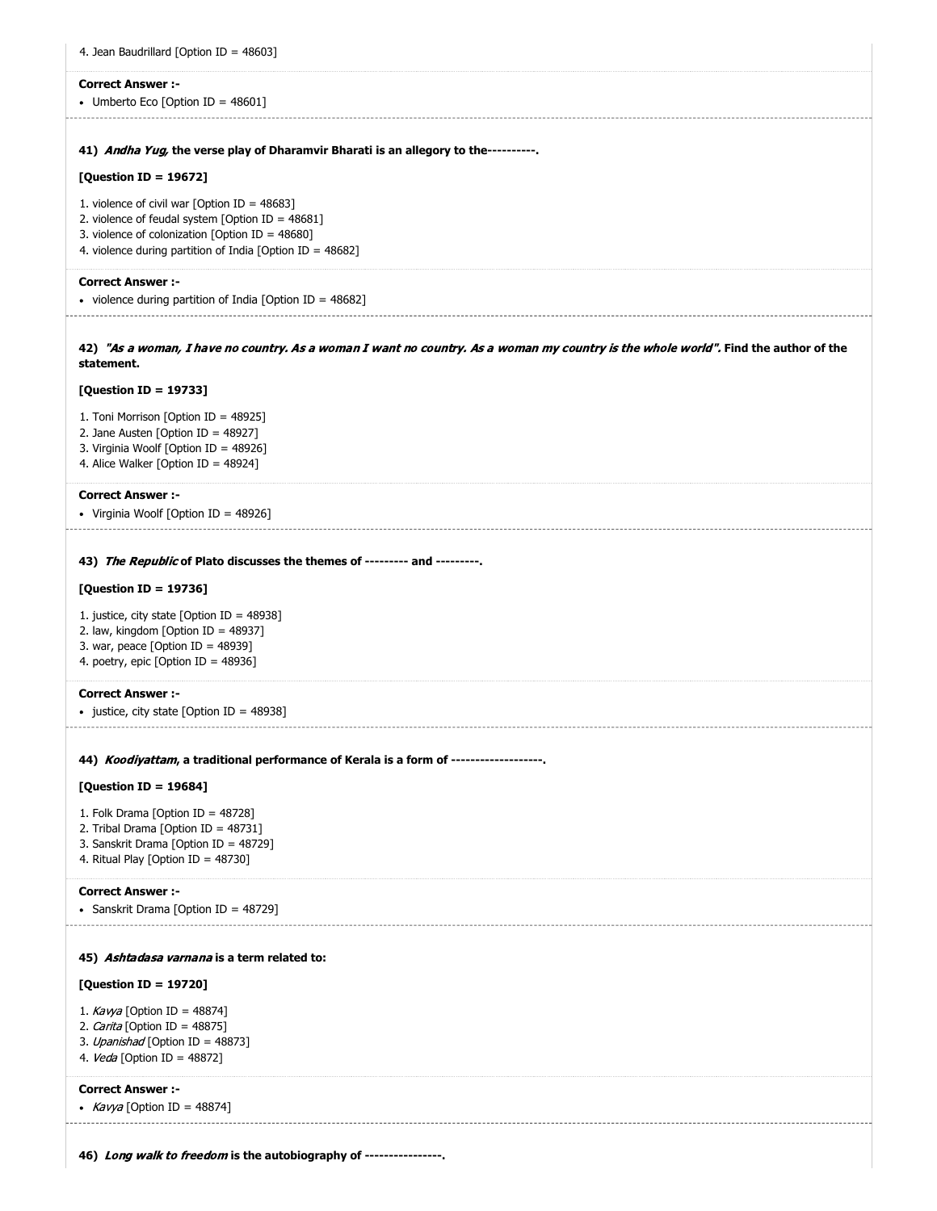4. Jean Baudrillard [Option ID = 48603]

**Correct Answer :-**

- Umberto Eco [Option ID = 48601]

**41)** ***Andha Yug,*** **the verse play of Dharamvir Bharati is an allegory to the----------.**

**[Question ID = 19672]**

1. violence of civil war [Option ID = 48683]
2. violence of feudal system [Option ID = 48681]
3. violence of colonization [Option ID = 48680]
4. violence during partition of India [Option ID = 48682]

**Correct Answer :-**

- violence during partition of India [Option ID = 48682]

**42)** ***"As a woman, I have no country. As a woman I want no country. As a woman my country is the whole world".*** **Find the author of the statement.**

**[Question ID = 19733]**

1. Toni Morrison [Option ID = 48925]
2. Jane Austen [Option ID = 48927]
3. Virginia Woolf [Option ID = 48926]
4. Alice Walker [Option ID = 48924]

**Correct Answer :-**

- Virginia Woolf [Option ID = 48926]

**43)** ***The Republic*** **of Plato discusses the themes of --------- and ---------.**

**[Question ID = 19736]**

1. justice, city state [Option ID = 48938]
2. law, kingdom [Option ID = 48937]
3. war, peace [Option ID = 48939]
4. poetry, epic [Option ID = 48936]

**Correct Answer :-**

- justice, city state [Option ID = 48938]

**44)** ***Koodiyattam*****, a traditional performance of Kerala is a form of -------------------.**

**[Question ID = 19684]**

1. Folk Drama [Option ID = 48728]
2. Tribal Drama [Option ID = 48731]
3. Sanskrit Drama [Option ID = 48729]
4. Ritual Play [Option ID = 48730]

**Correct Answer :-**

- Sanskrit Drama [Option ID = 48729]

**45)** ***Ashtadasa varnana*** **is a term related to:**

**[Question ID = 19720]**

1. *Kavya* [Option ID = 48874]
2. *Carita* [Option ID = 48875]
3. *Upanishad* [Option ID = 48873]
4. *Veda* [Option ID = 48872]

**Correct Answer :-**

- *Kavya* [Option ID = 48874]

**46)** ***Long walk to freedom*** **is the autobiography of ----------------.**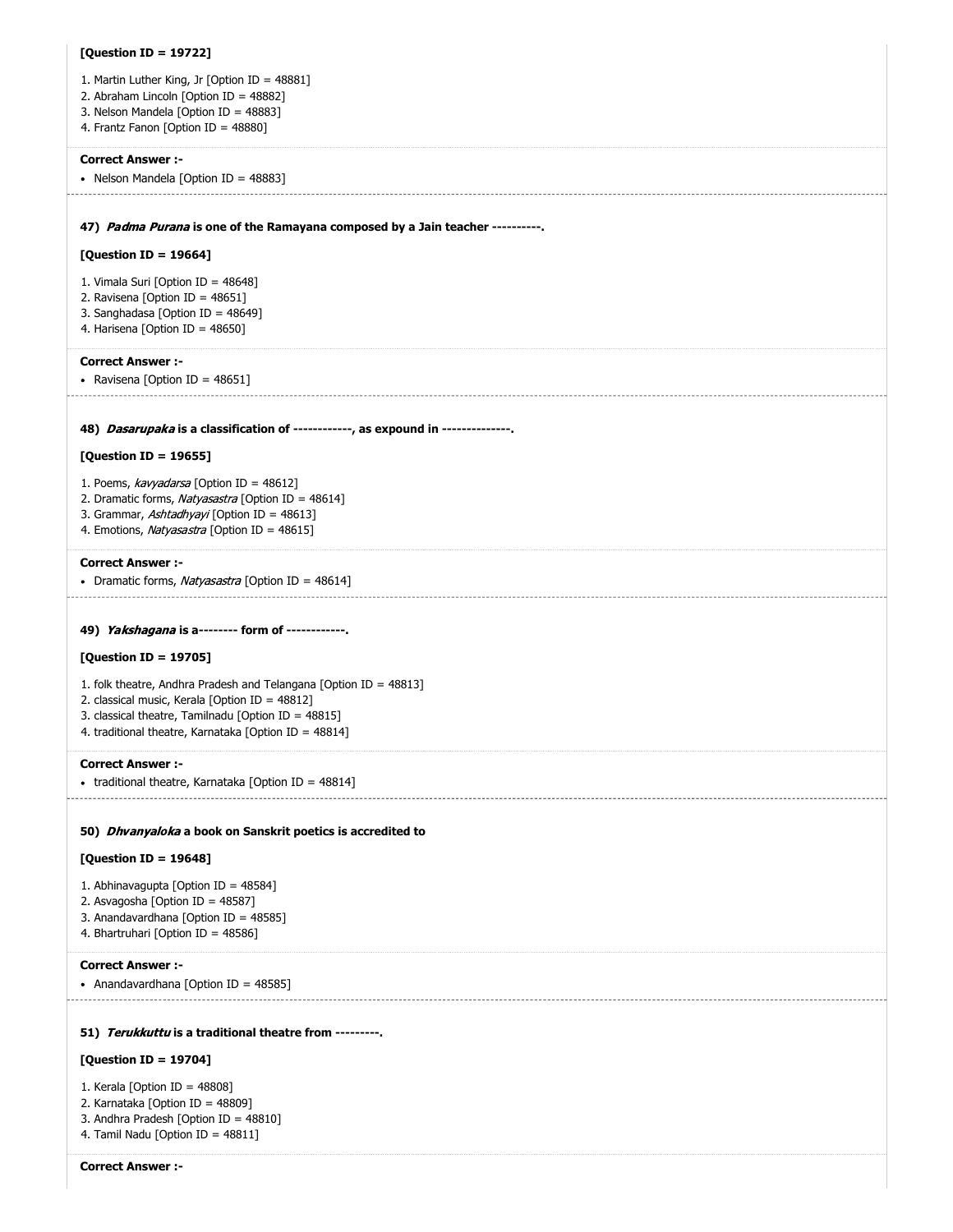**[Question ID = 19722]**

1. Martin Luther King, Jr [Option ID = 48881]
2. Abraham Lincoln [Option ID = 48882]
3. Nelson Mandela [Option ID = 48883]
4. Frantz Fanon [Option ID = 48880]

**Correct Answer :-**

- Nelson Mandela [Option ID = 48883]

---

**47) *Padma Purana* is one of the Ramayana composed by a Jain teacher ----------.**

**[Question ID = 19664]**

1. Vimala Suri [Option ID = 48648]
2. Ravisena [Option ID = 48651]
3. Sanghadasa [Option ID = 48649]
4. Harisena [Option ID = 48650]

**Correct Answer :-**

- Ravisena [Option ID = 48651]

---

**48) *Dasarupaka* is a classification of ------------, as expound in --------------.**

**[Question ID = 19655]**

1. Poems, *kavyadarsa* [Option ID = 48612]
2. Dramatic forms, *Natyasastra* [Option ID = 48614]
3. Grammar, *Ashtadhyayi* [Option ID = 48613]
4. Emotions, *Natyasastra* [Option ID = 48615]

**Correct Answer :-**

- Dramatic forms, *Natyasastra* [Option ID = 48614]

---

**49) *Yakshagana* is a-------- form of ------------.**

**[Question ID = 19705]**

1. folk theatre, Andhra Pradesh and Telangana [Option ID = 48813]
2. classical music, Kerala [Option ID = 48812]
3. classical theatre, Tamilnadu [Option ID = 48815]
4. traditional theatre, Karnataka [Option ID = 48814]

**Correct Answer :-**

- traditional theatre, Karnataka [Option ID = 48814]

---

**50) *Dhvanyaloka* a book on Sanskrit poetics is accredited to**

**[Question ID = 19648]**

1. Abhinavagupta [Option ID = 48584]
2. Asvagosha [Option ID = 48587]
3. Anandavardhana [Option ID = 48585]
4. Bhartruhari [Option ID = 48586]

**Correct Answer :-**

- Anandavardhana [Option ID = 48585]

---

**51) *Terukkuttu* is a traditional theatre from ---------.**

**[Question ID = 19704]**

1. Kerala [Option ID = 48808]
2. Karnataka [Option ID = 48809]
3. Andhra Pradesh [Option ID = 48810]
4. Tamil Nadu [Option ID = 48811]

**Correct Answer :-**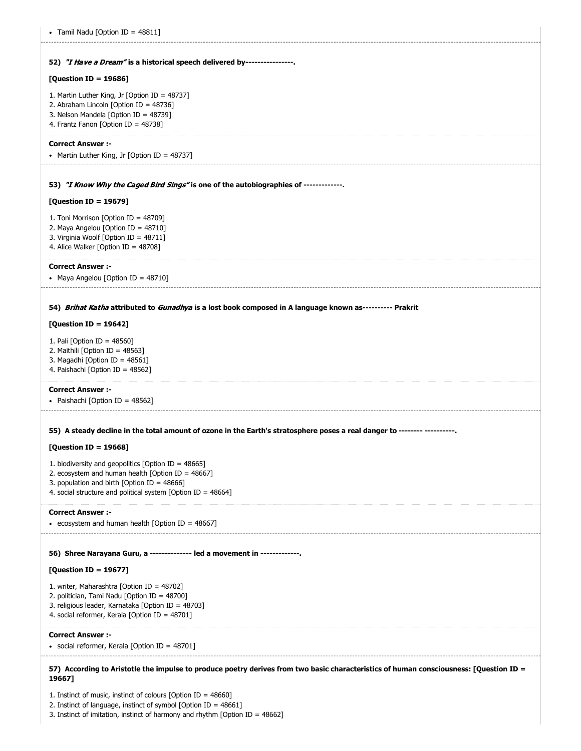- Tamil Nadu [Option ID = 48811]

**52) *"I Have a Dream"* is a historical speech delivered by----------------.**

**[Question ID = 19686]**

1. Martin Luther King, Jr [Option ID = 48737]
2. Abraham Lincoln [Option ID = 48736]
3. Nelson Mandela [Option ID = 48739]
4. Frantz Fanon [Option ID = 48738]

**Correct Answer :-**

- Martin Luther King, Jr [Option ID = 48737]

**53) *"I Know Why the Caged Bird Sings"* is one of the autobiographies of -------------.**

**[Question ID = 19679]**

1. Toni Morrison [Option ID = 48709]
2. Maya Angelou [Option ID = 48710]
3. Virginia Woolf [Option ID = 48711]
4. Alice Walker [Option ID = 48708]

**Correct Answer :-**

- Maya Angelou [Option ID = 48710]

**54) *Brihat Katha* attributed to *Gunadhya* is a lost book composed in A language known as---------- Prakrit**

**[Question ID = 19642]**

1. Pali [Option ID = 48560]
2. Maithili [Option ID = 48563]
3. Magadhi [Option ID = 48561]
4. Paishachi [Option ID = 48562]

**Correct Answer :-**

- Paishachi [Option ID = 48562]

**55) A steady decline in the total amount of ozone in the Earth's stratosphere poses a real danger to -------- ----------.**

**[Question ID = 19668]**

1. biodiversity and geopolitics [Option ID = 48665]
2. ecosystem and human health [Option ID = 48667]
3. population and birth [Option ID = 48666]
4. social structure and political system [Option ID = 48664]

**Correct Answer :-**

- ecosystem and human health [Option ID = 48667]

**56) Shree Narayana Guru, a -------------- led a movement in -------------.**

**[Question ID = 19677]**

1. writer, Maharashtra [Option ID = 48702]
2. politician, Tami Nadu [Option ID = 48700]
3. religious leader, Karnataka [Option ID = 48703]
4. social reformer, Kerala [Option ID = 48701]

**Correct Answer :-**

- social reformer, Kerala [Option ID = 48701]

**57) According to Aristotle the impulse to produce poetry derives from two basic characteristics of human consciousness: [Question ID = 19667]**

1. Instinct of music, instinct of colours [Option ID = 48660]
2. Instinct of language, instinct of symbol [Option ID = 48661]
3. Instinct of imitation, instinct of harmony and rhythm [Option ID = 48662]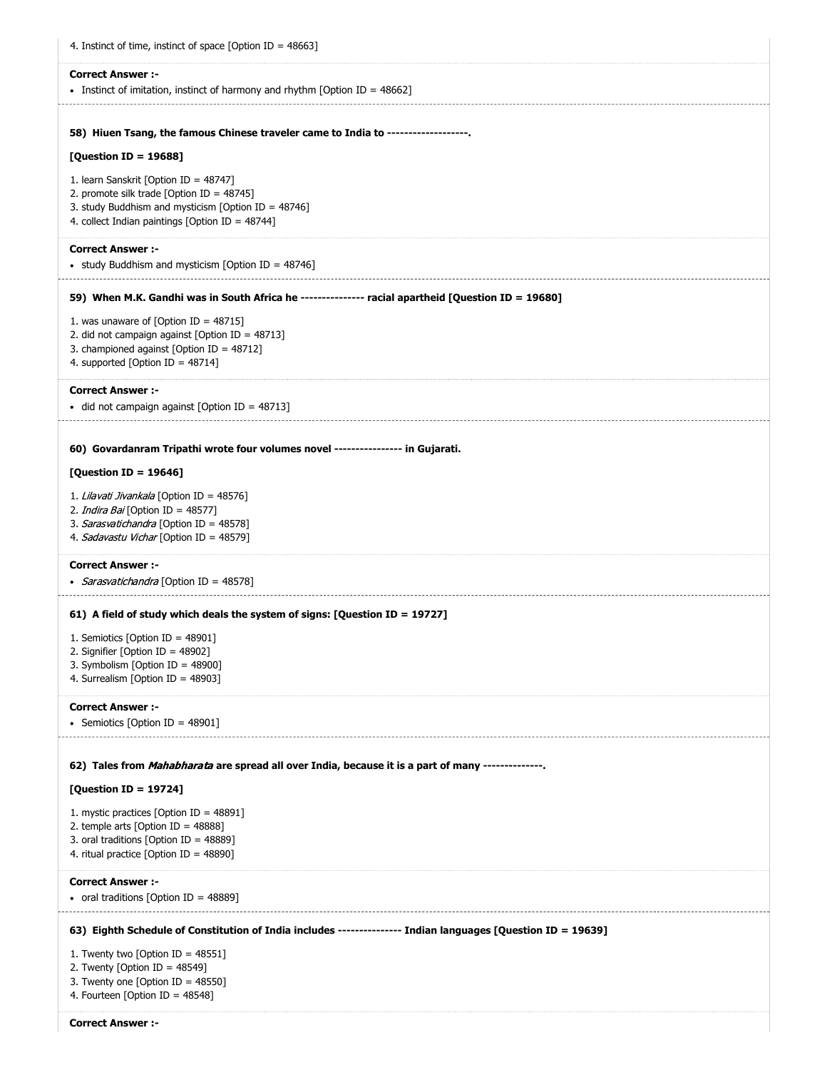4. Instinct of time, instinct of space [Option ID = 48663]

**Correct Answer :-**

- Instinct of imitation, instinct of harmony and rhythm [Option ID = 48662]

**58) Hiuen Tsang, the famous Chinese traveler came to India to -------------------.**

**[Question ID = 19688]**

1. learn Sanskrit [Option ID = 48747]
2. promote silk trade [Option ID = 48745]
3. study Buddhism and mysticism [Option ID = 48746]
4. collect Indian paintings [Option ID = 48744]

**Correct Answer :-**

- study Buddhism and mysticism [Option ID = 48746]

**59) When M.K. Gandhi was in South Africa he -------------- racial apartheid [Question ID = 19680]**

1. was unaware of [Option ID = 48715]
2. did not campaign against [Option ID = 48713]
3. championed against [Option ID = 48712]
4. supported [Option ID = 48714]

**Correct Answer :-**

- did not campaign against [Option ID = 48713]

**60) Govardanram Tripathi wrote four volumes novel ---------------- in Gujarati.**

**[Question ID = 19646]**

1. *Lilavati Jivankala* [Option ID = 48576]
2. *Indira Bai* [Option ID = 48577]
3. *Sarasvatichandra* [Option ID = 48578]
4. *Sadavastu Vichar* [Option ID = 48579]

**Correct Answer :-**

- *Sarasvatichandra* [Option ID = 48578]

**61) A field of study which deals the system of signs: [Question ID = 19727]**

1. Semiotics [Option ID = 48901]
2. Signifier [Option ID = 48902]
3. Symbolism [Option ID = 48900]
4. Surrealism [Option ID = 48903]

**Correct Answer :-**

- Semiotics [Option ID = 48901]

**62) Tales from *Mahabharata* are spread all over India, because it is a part of many -------------.**

**[Question ID = 19724]**

1. mystic practices [Option ID = 48891]
2. temple arts [Option ID = 48888]
3. oral traditions [Option ID = 48889]
4. ritual practice [Option ID = 48890]

**Correct Answer :-**

- oral traditions [Option ID = 48889]

**63) Eighth Schedule of Constitution of India includes --------------- Indian languages [Question ID = 19639]**

1. Twenty two [Option ID = 48551]
2. Twenty [Option ID = 48549]
3. Twenty one [Option ID = 48550]
4. Fourteen [Option ID = 48548]

**Correct Answer :-**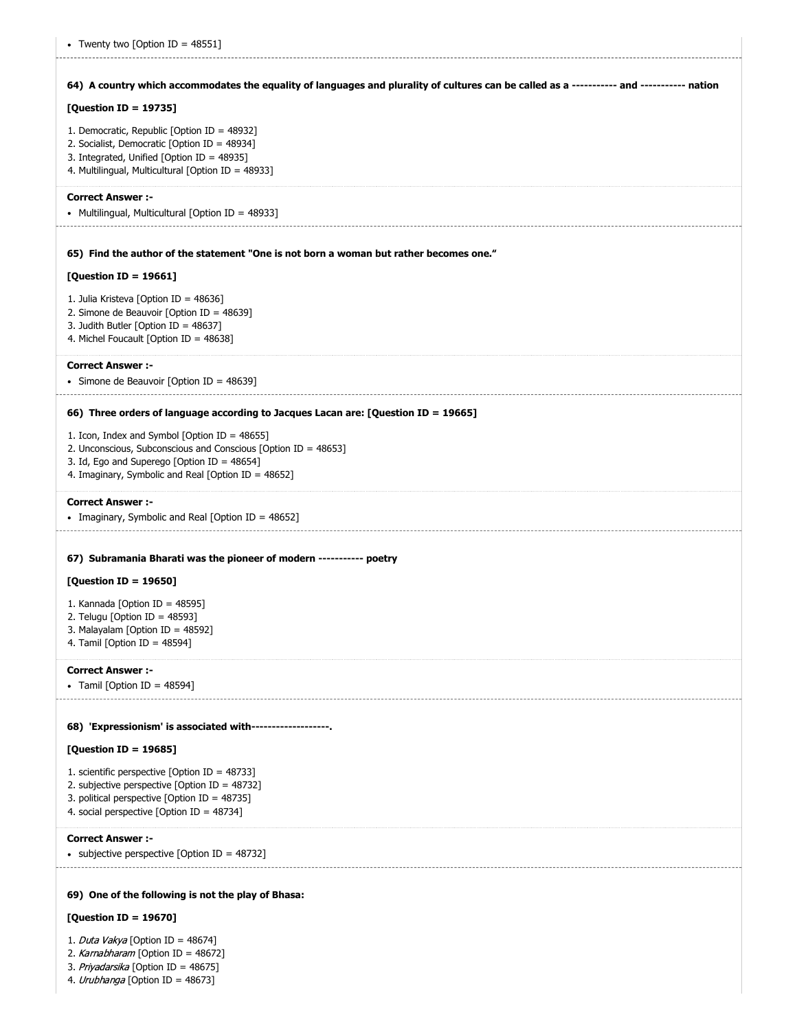- Twenty two [Option ID = 48551]

**64) A country which accommodates the equality of languages and plurality of cultures can be called as a ----------- and ----------- nation**

**[Question ID = 19735]**

1. Democratic, Republic [Option ID = 48932]
2. Socialist, Democratic [Option ID = 48934]
3. Integrated, Unified [Option ID = 48935]
4. Multilingual, Multicultural [Option ID = 48933]

**Correct Answer :-**

- Multilingual, Multicultural [Option ID = 48933]

**65) Find the author of the statement "One is not born a woman but rather becomes one."**

**[Question ID = 19661]**

1. Julia Kristeva [Option ID = 48636]
2. Simone de Beauvoir [Option ID = 48639]
3. Judith Butler [Option ID = 48637]
4. Michel Foucault [Option ID = 48638]

**Correct Answer :-**

- Simone de Beauvoir [Option ID = 48639]

**66) Three orders of language according to Jacques Lacan are: [Question ID = 19665]**

1. Icon, Index and Symbol [Option ID = 48655]
2. Unconscious, Subconscious and Conscious [Option ID = 48653]
3. Id, Ego and Superego [Option ID = 48654]
4. Imaginary, Symbolic and Real [Option ID = 48652]

**Correct Answer :-**

- Imaginary, Symbolic and Real [Option ID = 48652]

**67) Subramania Bharati was the pioneer of modern ----------- poetry**

**[Question ID = 19650]**

1. Kannada [Option ID = 48595]
2. Telugu [Option ID = 48593]
3. Malayalam [Option ID = 48592]
4. Tamil [Option ID = 48594]

**Correct Answer :-**

- Tamil [Option ID = 48594]

**68) 'Expressionism' is associated with-------------------.**

**[Question ID = 19685]**

1. scientific perspective [Option ID = 48733]
2. subjective perspective [Option ID = 48732]
3. political perspective [Option ID = 48735]
4. social perspective [Option ID = 48734]

**Correct Answer :-**

- subjective perspective [Option ID = 48732]

**69) One of the following is not the play of Bhasa:**

**[Question ID = 19670]**

1. *Duta Vakya* [Option ID = 48674]
2. *Karnabharam* [Option ID = 48672]
3. *Priyadarsika* [Option ID = 48675]
4. *Urubhanga* [Option ID = 48673]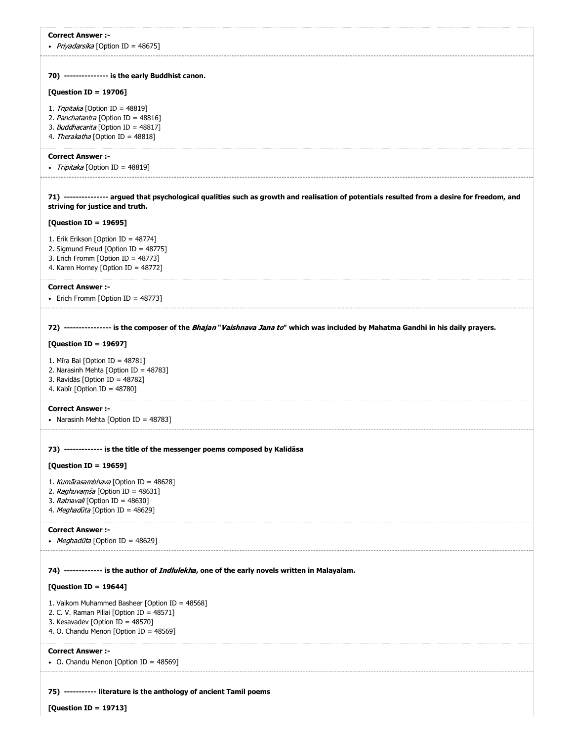**Correct Answer :-**

- *Priyadarsika* [Option ID = 48675]

---

**70) --------------- is the early Buddhist canon.**

**[Question ID = 19706]**

1. *Tripitaka* [Option ID = 48819]
2. *Panchatantra* [Option ID = 48816]
3. *Buddhacarita* [Option ID = 48817]
4. *Therakatha* [Option ID = 48818]

**Correct Answer :-**

- *Tripitaka* [Option ID = 48819]

---

**71) --------------- argued that psychological qualities such as growth and realisation of potentials resulted from a desire for freedom, and striving for justice and truth.**

**[Question ID = 19695]**

1. Erik Erikson [Option ID = 48774]
2. Sigmund Freud [Option ID = 48775]
3. Erich Fromm [Option ID = 48773]
4. Karen Horney [Option ID = 48772]

**Correct Answer :-**

- Erich Fromm [Option ID = 48773]

---

**72) ---------------- is the composer of the *Bhajan* "*Vaishnava Jana to*" which was included by Mahatma Gandhi in his daily prayers.**

**[Question ID = 19697]**

1. Mīra Bai [Option ID = 48781]
2. Narasinh Mehta [Option ID = 48783]
3. Ravidās [Option ID = 48782]
4. Kabīr [Option ID = 48780]

**Correct Answer :-**

- Narasinh Mehta [Option ID = 48783]

---

**73) ------------- is the title of the messenger poems composed by Kalidāsa**

**[Question ID = 19659]**

1. *Kumārasambhava* [Option ID = 48628]
2. *Raghuvaṃśa* [Option ID = 48631]
3. *Ratnavali* [Option ID = 48630]
4. *Meghadūta* [Option ID = 48629]

**Correct Answer :-**

- *Meghadūta* [Option ID = 48629]

---

**74) ------------- is the author of *Indulekha*, one of the early novels written in Malayalam.**

**[Question ID = 19644]**

1. Vaikom Muhammed Basheer [Option ID = 48568]
2. C. V. Raman Pillai [Option ID = 48571]
3. Kesavadev [Option ID = 48570]
4. O. Chandu Menon [Option ID = 48569]

**Correct Answer :-**

- O. Chandu Menon [Option ID = 48569]

---

**75) ----------- literature is the anthology of ancient Tamil poems**

**[Question ID = 19713]**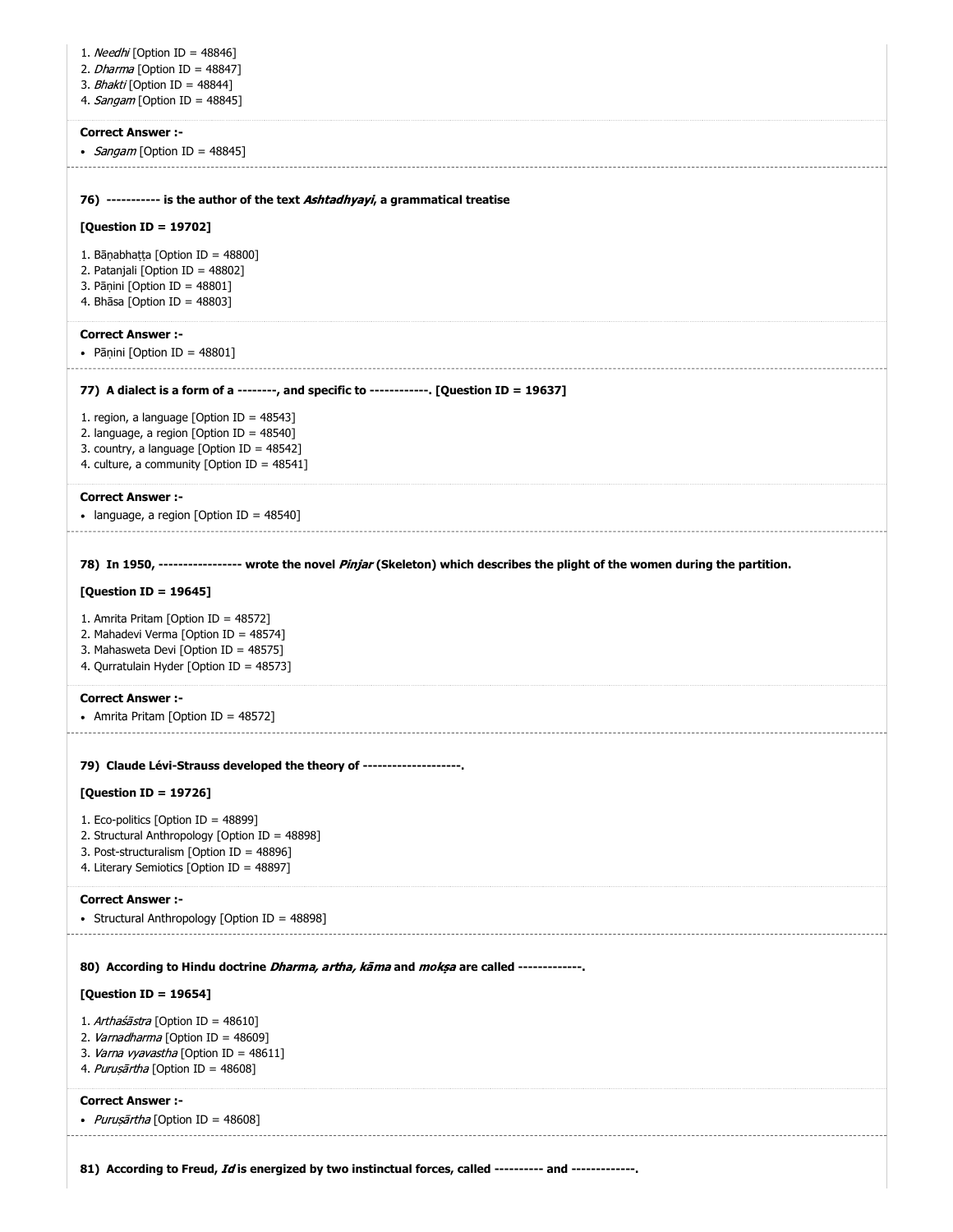1. *Needhi* [Option ID = 48846]
2. *Dharma* [Option ID = 48847]
3. *Bhakti* [Option ID = 48844]
4. *Sangam* [Option ID = 48845]

**Correct Answer :-**

- *Sangam* [Option ID = 48845]

**76) ---------- is the author of the text *Ashtadhyayi*, a grammatical treatise**

**[Question ID = 19702]**

1. Bāṇabhaṭṭa [Option ID = 48800]
2. Patanjali [Option ID = 48802]
3. Pāṇini [Option ID = 48801]
4. Bhāsa [Option ID = 48803]

**Correct Answer :-**

- Pāṇini [Option ID = 48801]

**77) A dialect is a form of a --------, and specific to ------------. [Question ID = 19637]**

1. region, a language [Option ID = 48543]
2. language, a region [Option ID = 48540]
3. country, a language [Option ID = 48542]
4. culture, a community [Option ID = 48541]

**Correct Answer :-**

- language, a region [Option ID = 48540]

**78) In 1950, ---------------- wrote the novel *Pinjar* (Skeleton) which describes the plight of the women during the partition.**

**[Question ID = 19645]**

1. Amrita Pritam [Option ID = 48572]
2. Mahadevi Verma [Option ID = 48574]
3. Mahasweta Devi [Option ID = 48575]
4. Qurratulain Hyder [Option ID = 48573]

**Correct Answer :-**

- Amrita Pritam [Option ID = 48572]

**79) Claude Lévi-Strauss developed the theory of -------------------.**

**[Question ID = 19726]**

1. Eco-politics [Option ID = 48899]
2. Structural Anthropology [Option ID = 48898]
3. Post-structuralism [Option ID = 48896]
4. Literary Semiotics [Option ID = 48897]

**Correct Answer :-**

- Structural Anthropology [Option ID = 48898]

**80) According to Hindu doctrine *Dharma, artha, kāma* and *mokṣa* are called -------------.**

**[Question ID = 19654]**

1. *Arthaśāstra* [Option ID = 48610]
2. *Varnadharma* [Option ID = 48609]
3. *Varna vyavastha* [Option ID = 48611]
4. *Puruṣārtha* [Option ID = 48608]

**Correct Answer :-**

- *Puruṣārtha* [Option ID = 48608]

**81) According to Freud, *Id* is energized by two instinctual forces, called ---------- and -------------.**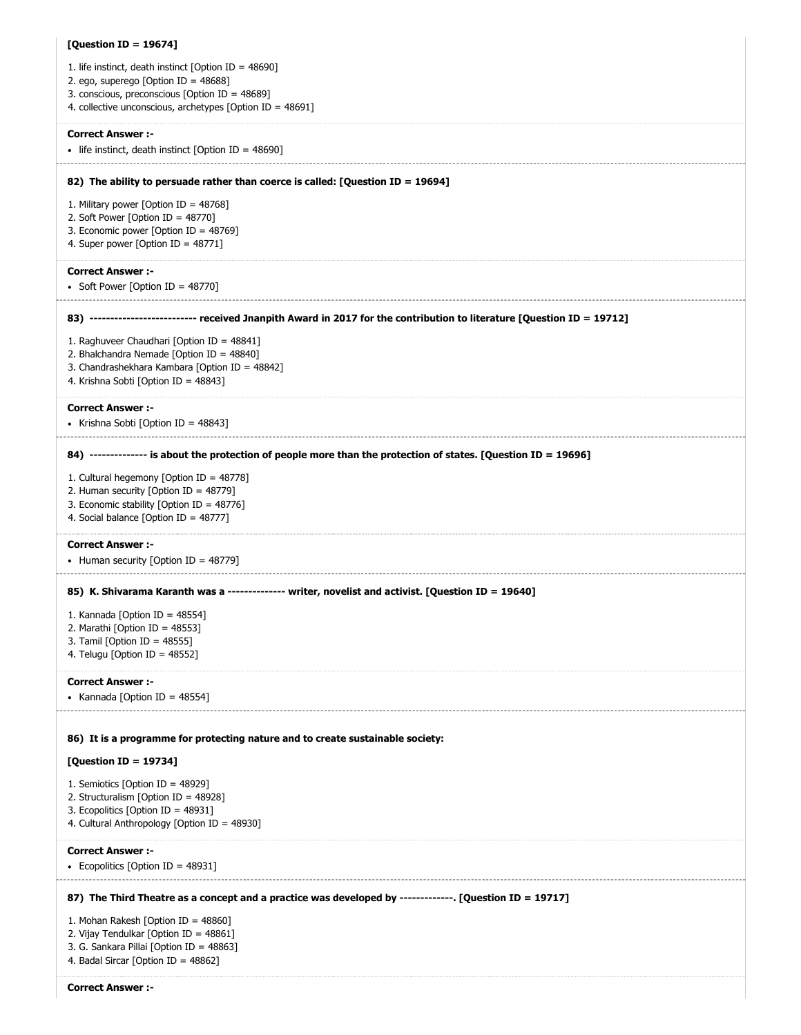**[Question ID = 19674]**

1. life instinct, death instinct [Option ID = 48690]
2. ego, superego [Option ID = 48688]
3. conscious, preconscious [Option ID = 48689]
4. collective unconscious, archetypes [Option ID = 48691]

**Correct Answer :-**

- life instinct, death instinct [Option ID = 48690]

---

**82) The ability to persuade rather than coerce is called: [Question ID = 19694]**

1. Military power [Option ID = 48768]
2. Soft Power [Option ID = 48770]
3. Economic power [Option ID = 48769]
4. Super power [Option ID = 48771]

**Correct Answer :-**

- Soft Power [Option ID = 48770]

---

**83) ------------------------- received Jnanpith Award in 2017 for the contribution to literature [Question ID = 19712]**

1. Raghuveer Chaudhari [Option ID = 48841]
2. Bhalchandra Nemade [Option ID = 48840]
3. Chandrashekhara Kambara [Option ID = 48842]
4. Krishna Sobti [Option ID = 48843]

**Correct Answer :-**

- Krishna Sobti [Option ID = 48843]

---

**84) ------------- is about the protection of people more than the protection of states. [Question ID = 19696]**

1. Cultural hegemony [Option ID = 48778]
2. Human security [Option ID = 48779]
3. Economic stability [Option ID = 48776]
4. Social balance [Option ID = 48777]

**Correct Answer :-**

- Human security [Option ID = 48779]

---

**85) K. Shivarama Karanth was a ------------- writer, novelist and activist. [Question ID = 19640]**

1. Kannada [Option ID = 48554]
2. Marathi [Option ID = 48553]
3. Tamil [Option ID = 48555]
4. Telugu [Option ID = 48552]

**Correct Answer :-**

- Kannada [Option ID = 48554]

---

**86) It is a programme for protecting nature and to create sustainable society:**

**[Question ID = 19734]**

1. Semiotics [Option ID = 48929]
2. Structuralism [Option ID = 48928]
3. Ecopolitics [Option ID = 48931]
4. Cultural Anthropology [Option ID = 48930]

**Correct Answer :-**

- Ecopolitics [Option ID = 48931]

---

**87) The Third Theatre as a concept and a practice was developed by -------------. [Question ID = 19717]**

1. Mohan Rakesh [Option ID = 48860]
2. Vijay Tendulkar [Option ID = 48861]
3. G. Sankara Pillai [Option ID = 48863]
4. Badal Sircar [Option ID = 48862]

**Correct Answer :-**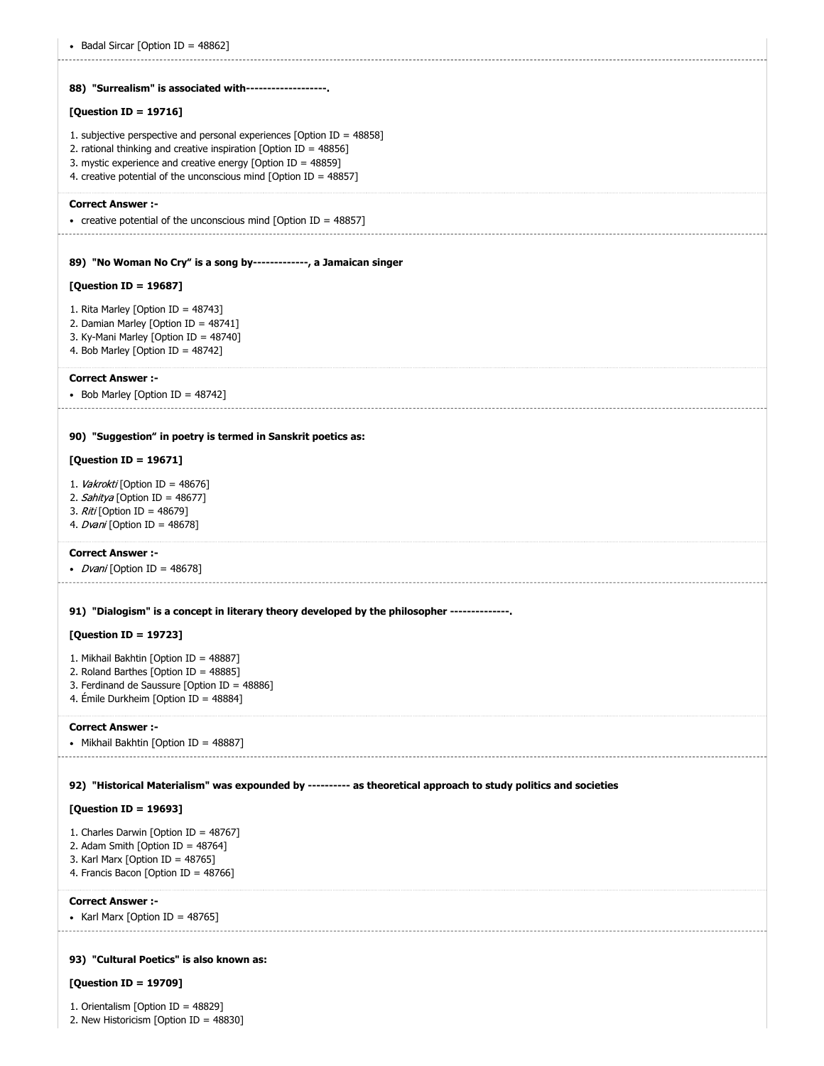- Badal Sircar [Option ID = 48862]

**88) "Surrealism" is associated with-------------------.**

**[Question ID = 19716]**

1. subjective perspective and personal experiences [Option ID = 48858]
2. rational thinking and creative inspiration [Option ID = 48856]
3. mystic experience and creative energy [Option ID = 48859]
4. creative potential of the unconscious mind [Option ID = 48857]

**Correct Answer :-**

- creative potential of the unconscious mind [Option ID = 48857]

**89) "No Woman No Cry" is a song by-------------, a Jamaican singer**

**[Question ID = 19687]**

1. Rita Marley [Option ID = 48743]
2. Damian Marley [Option ID = 48741]
3. Ky-Mani Marley [Option ID = 48740]
4. Bob Marley [Option ID = 48742]

**Correct Answer :-**

- Bob Marley [Option ID = 48742]

**90) "Suggestion" in poetry is termed in Sanskrit poetics as:**

**[Question ID = 19671]**

1. *Vakrokti* [Option ID = 48676]
2. *Sahitya* [Option ID = 48677]
3. *Riti* [Option ID = 48679]
4. *Dvani* [Option ID = 48678]

**Correct Answer :-**

- *Dvani* [Option ID = 48678]

**91) "Dialogism" is a concept in literary theory developed by the philosopher --------------.**

**[Question ID = 19723]**

1. Mikhail Bakhtin [Option ID = 48887]
2. Roland Barthes [Option ID = 48885]
3. Ferdinand de Saussure [Option ID = 48886]
4. Émile Durkheim [Option ID = 48884]

**Correct Answer :-**

- Mikhail Bakhtin [Option ID = 48887]

**92) "Historical Materialism" was expounded by ---------- as theoretical approach to study politics and societies**

**[Question ID = 19693]**

1. Charles Darwin [Option ID = 48767]
2. Adam Smith [Option ID = 48764]
3. Karl Marx [Option ID = 48765]
4. Francis Bacon [Option ID = 48766]

**Correct Answer :-**

- Karl Marx [Option ID = 48765]

**93) "Cultural Poetics" is also known as:**

**[Question ID = 19709]**

1. Orientalism [Option ID = 48829]
2. New Historicism [Option ID = 48830]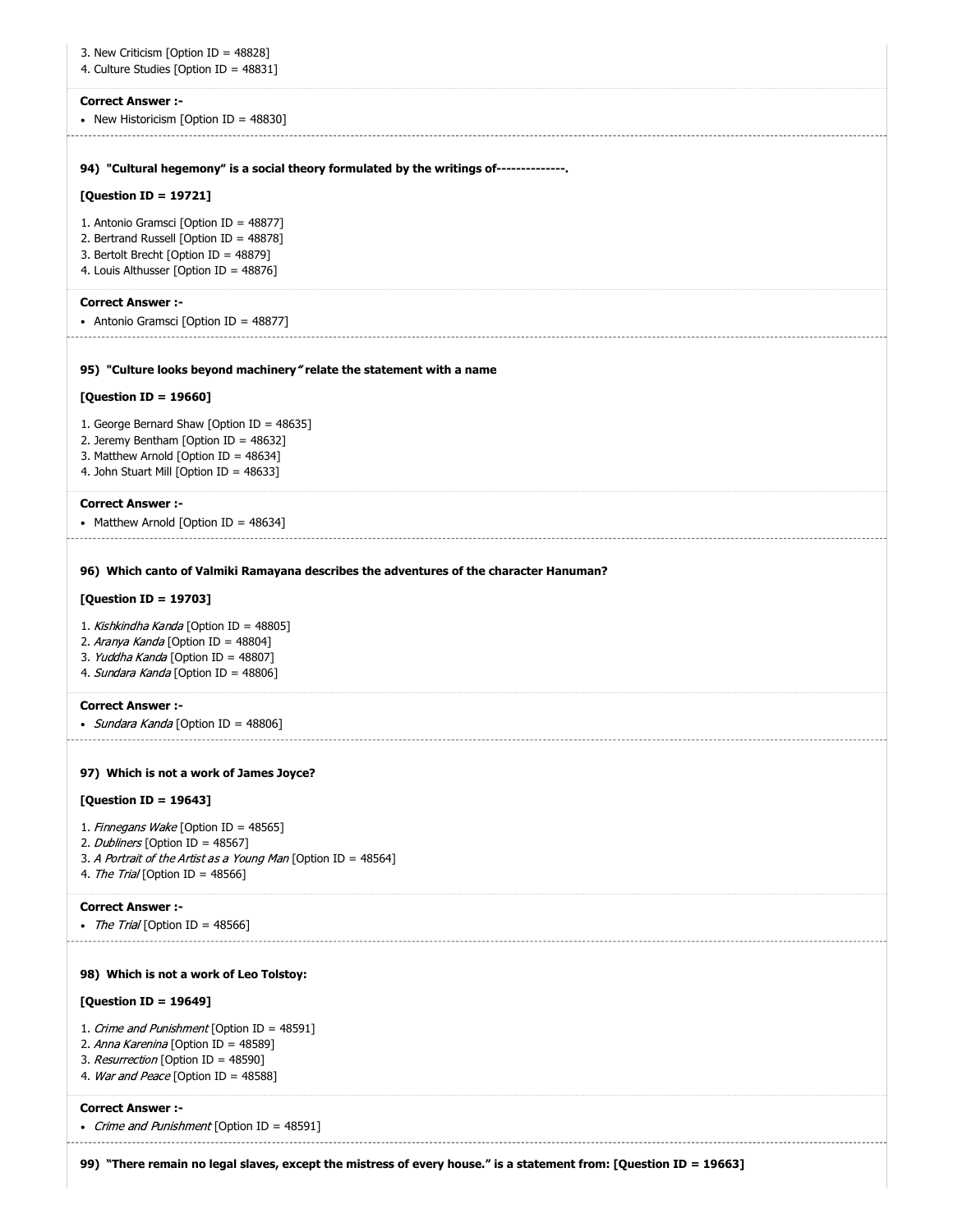3. New Criticism [Option ID = 48828]
4. Culture Studies [Option ID = 48831]

**Correct Answer :-**

- New Historicism [Option ID = 48830]

**94) "Cultural hegemony" is a social theory formulated by the writings of--------------.**

**[Question ID = 19721]**

1. Antonio Gramsci [Option ID = 48877]
2. Bertrand Russell [Option ID = 48878]
3. Bertolt Brecht [Option ID = 48879]
4. Louis Althusser [Option ID = 48876]

**Correct Answer :-**

- Antonio Gramsci [Option ID = 48877]

**95) "Culture looks beyond machinery" relate the statement with a name**

**[Question ID = 19660]**

1. George Bernard Shaw [Option ID = 48635]
2. Jeremy Bentham [Option ID = 48632]
3. Matthew Arnold [Option ID = 48634]
4. John Stuart Mill [Option ID = 48633]

**Correct Answer :-**

- Matthew Arnold [Option ID = 48634]

**96) Which canto of Valmiki Ramayana describes the adventures of the character Hanuman?**

**[Question ID = 19703]**

1. *Kishkindha Kanda* [Option ID = 48805]
2. *Aranya Kanda* [Option ID = 48804]
3. *Yuddha Kanda* [Option ID = 48807]
4. *Sundara Kanda* [Option ID = 48806]

**Correct Answer :-**

- *Sundara Kanda* [Option ID = 48806]

**97) Which is not a work of James Joyce?**

**[Question ID = 19643]**

1. *Finnegans Wake* [Option ID = 48565]
2. *Dubliners* [Option ID = 48567]
3. *A Portrait of the Artist as a Young Man* [Option ID = 48564]
4. *The Trial* [Option ID = 48566]

**Correct Answer :-**

- *The Trial* [Option ID = 48566]

**98) Which is not a work of Leo Tolstoy:**

**[Question ID = 19649]**

1. *Crime and Punishment* [Option ID = 48591]
2. *Anna Karenina* [Option ID = 48589]
3. *Resurrection* [Option ID = 48590]
4. *War and Peace* [Option ID = 48588]

**Correct Answer :-**

- *Crime and Punishment* [Option ID = 48591]

**99) "There remain no legal slaves, except the mistress of every house." is a statement from: [Question ID = 19663]**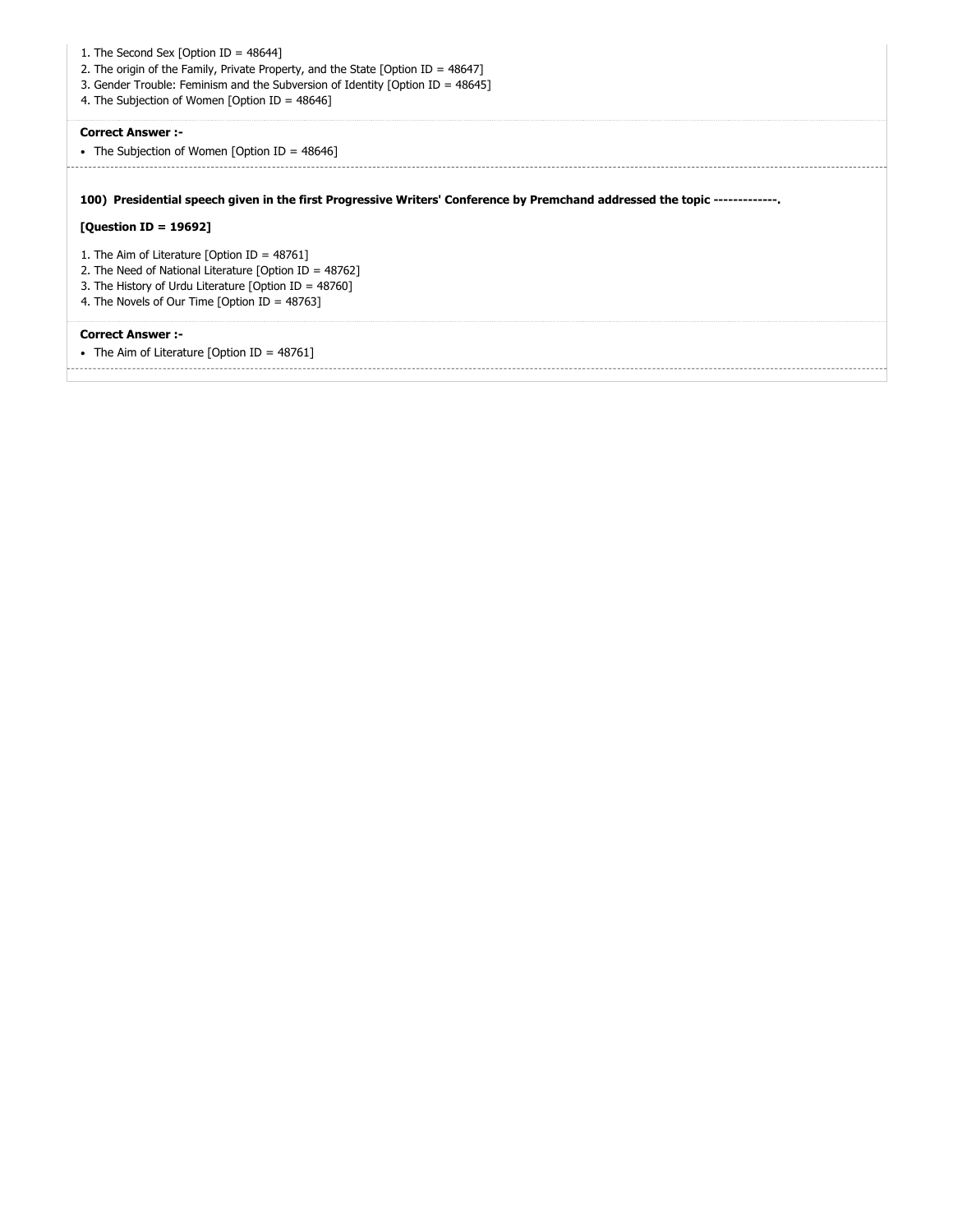1. The Second Sex [Option ID = 48644]
2. The origin of the Family, Private Property, and the State [Option ID = 48647]
3. Gender Trouble: Feminism and the Subversion of Identity [Option ID = 48645]
4. The Subjection of Women [Option ID = 48646]

**Correct Answer :-**

- The Subjection of Women [Option ID = 48646]

---

**100) Presidential speech given in the first Progressive Writers' Conference by Premchand addressed the topic -------------.**

**[Question ID = 19692]**

1. The Aim of Literature [Option ID = 48761]
2. The Need of National Literature [Option ID = 48762]
3. The History of Urdu Literature [Option ID = 48760]
4. The Novels of Our Time [Option ID = 48763]

**Correct Answer :-**

- The Aim of Literature [Option ID = 48761]